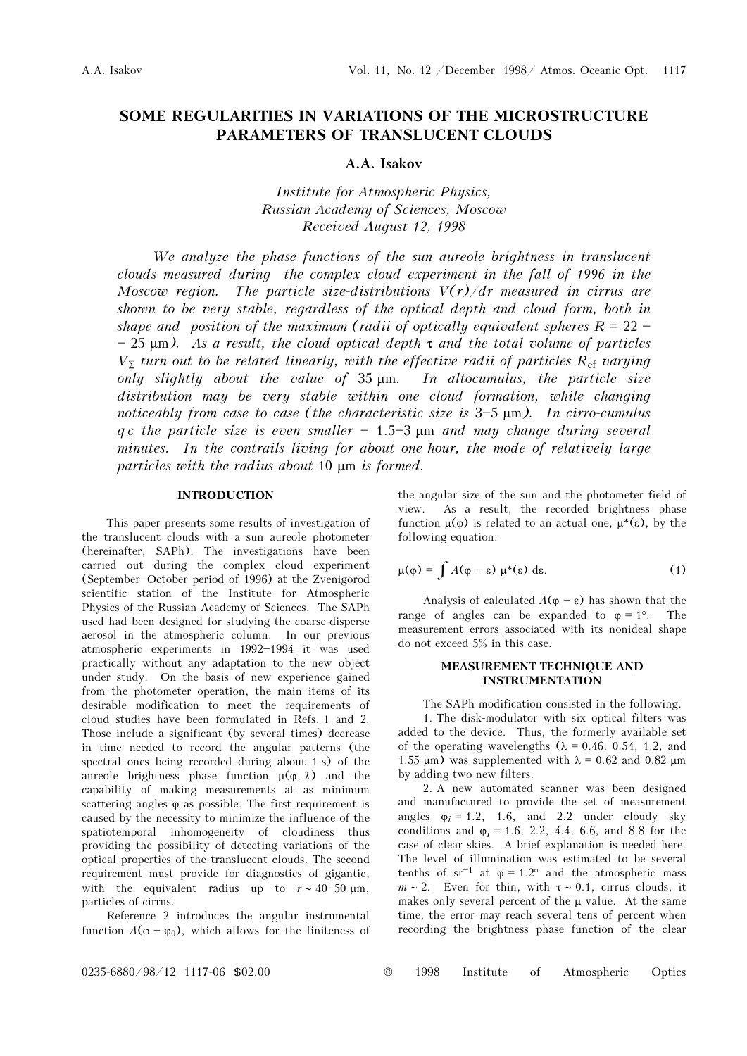# SOME REGULARITIES IN VARIATIONS OF THE MICROSTRUCTURE PARAMETERS OF TRANSLUCENT CLOUDS

**A.A. Isakov**

*Institute for Atmospheric Physics,*
*Russian Academy of Sciences, Moscow*
*Received August 12, 1998*

*We analyze the phase functions of the sun aureole brightness in translucent clouds measured during the complex cloud experiment in the fall of 1996 in the Moscow region. The particle size-distributions $V(r)/dr$ measured in cirrus are shown to be very stable, regardless of the optical depth and cloud form, both in shape and position of the maximum (radii of optically equivalent spheres $R$ = 22 – – 25 μm). As a result, the cloud optical depth $\tau$ and the total volume of particles $V_{\Sigma}$ turn out to be related linearly, with the effective radii of particles $R_{ef}$ varying only slightly about the value of 35 μm. In altocumulus, the particle size distribution may be very stable within one cloud formation, while changing noticeably from case to case (the characteristic size is 3–5 μm). In cirro-cumulus qc the particle size is even smaller – 1.5–3 μm and may change during several minutes. In the contrails living for about one hour, the mode of relatively large particles with the radius about 10 μm is formed.*

## INTRODUCTION

This paper presents some results of investigation of the translucent clouds with a sun aureole photometer (hereinafter, SAPh). The investigations have been carried out during the complex cloud experiment (September–October period of 1996) at the Zvenigorod scientific station of the Institute for Atmospheric Physics of the Russian Academy of Sciences. The SAPh used had been designed for studying the coarse-disperse aerosol in the atmospheric column. In our previous atmospheric experiments in 1992–1994 it was used practically without any adaptation to the new object under study. On the basis of new experience gained from the photometer operation, the main items of its desirable modification to meet the requirements of cloud studies have been formulated in Refs. 1 and 2. Those include a significant (by several times) decrease in time needed to record the angular patterns (the spectral ones being recorded during about 1 s) of the aureole brightness phase function $\mu(\varphi, \lambda)$ and the capability of making measurements at as minimum scattering angles $\varphi$ as possible. The first requirement is caused by the necessity to minimize the influence of the spatiotemporal inhomogeneity of cloudiness thus providing the possibility of detecting variations of the optical properties of the translucent clouds. The second requirement must provide for diagnostics of gigantic, with the equivalent radius up to $r \sim$ 40–50 μm, particles of cirrus.

Reference 2 introduces the angular instrumental function $A(\varphi - \varphi_0)$, which allows for the finiteness of the angular size of the sun and the photometer field of view. As a result, the recorded brightness phase function $\mu(\varphi)$ is related to an actual one, $\mu^*(\varepsilon)$, by the following equation:

$$\mu(\varphi) = \int A(\varphi - \varepsilon)\, \mu^*(\varepsilon)\, d\varepsilon. \tag{1}$$

Analysis of calculated $A(\varphi - \varepsilon)$ has shown that the range of angles can be expanded to $\varphi = 1°$. The measurement errors associated with its nonideal shape do not exceed 5% in this case.

## MEASUREMENT TECHNIQUE AND INSTRUMENTATION

The SAPh modification consisted in the following.

1. The disk-modulator with six optical filters was added to the device. Thus, the formerly available set of the operating wavelengths ($\lambda$ = 0.46, 0.54, 1.2, and 1.55 μm) was supplemented with $\lambda$ = 0.62 and 0.82 μm by adding two new filters.

2. A new automated scanner was been designed and manufactured to provide the set of measurement angles $\varphi_i$ = 1.2, 1.6, and 2.2 under cloudy sky conditions and $\varphi_i$ = 1.6, 2.2, 4.4, 6.6, and 8.8 for the case of clear skies. A brief explanation is needed here. The level of illumination was estimated to be several tenths of $sr^{-1}$ at $\varphi = 1.2°$ and the atmospheric mass $m \sim 2$. Even for thin, with $\tau \sim 0.1$, cirrus clouds, it makes only several percent of the $\mu$ value. At the same time, the error may reach several tens of percent when recording the brightness phase function of the clear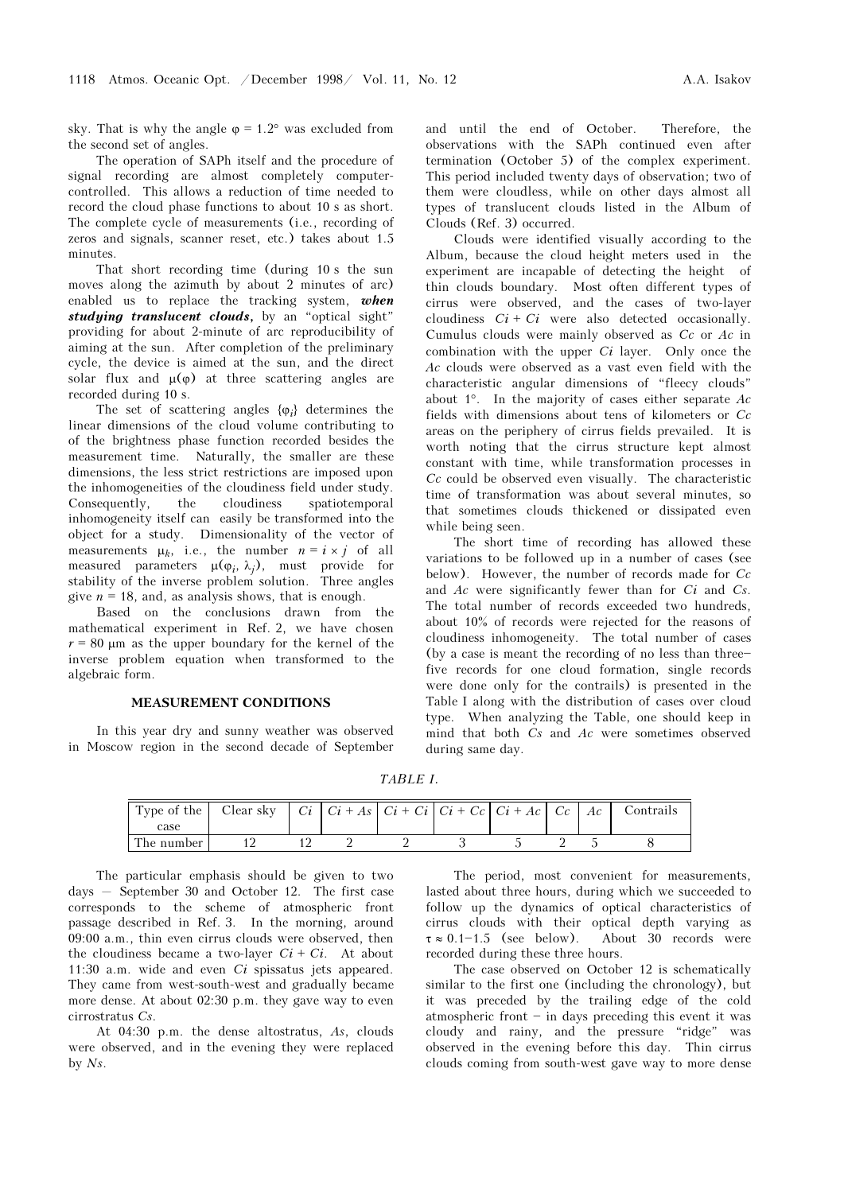sky. That is why the angle $\varphi = 1.2°$ was excluded from the second set of angles.

The operation of SAPh itself and the procedure of signal recording are almost completely computer-controlled. This allows a reduction of time needed to record the cloud phase functions to about 10 s as short. The complete cycle of measurements (i.e., recording of zeros and signals, scanner reset, etc.) takes about 1.5 minutes.

That short recording time (during 10 s the sun moves along the azimuth by about 2 minutes of arc) enabled us to replace the tracking system, ***when studying translucent clouds***, by an "optical sight" providing for about 2-minute of arc reproducibility of aiming at the sun. After completion of the preliminary cycle, the device is aimed at the sun, and the direct solar flux and $\mu(\varphi)$ at three scattering angles are recorded during 10 s.

The set of scattering angles $\{\varphi_i\}$ determines the linear dimensions of the cloud volume contributing to of the brightness phase function recorded besides the measurement time. Naturally, the smaller are these dimensions, the less strict restrictions are imposed upon the inhomogeneities of the cloudiness field under study. Consequently, the cloudiness spatiotemporal inhomogeneity itself can easily be transformed into the object for a study. Dimensionality of the vector of measurements $\mu_k$, i.e., the number $n = i \times j$ of all measured parameters $\mu(\varphi_i, \lambda_j)$, must provide for stability of the inverse problem solution. Three angles give $n = 18$, and, as analysis shows, that is enough.

Based on the conclusions drawn from the mathematical experiment in Ref. 2, we have chosen $r = 80$ μm as the upper boundary for the kernel of the inverse problem equation when transformed to the algebraic form.

## MEASUREMENT CONDITIONS

In this year dry and sunny weather was observed in Moscow region in the second decade of September and until the end of October. Therefore, the observations with the SAPh continued even after termination (October 5) of the complex experiment. This period included twenty days of observation; two of them were cloudless, while on other days almost all types of translucent clouds listed in the Album of Clouds (Ref. 3) occurred.

Clouds were identified visually according to the Album, because the cloud height meters used in the experiment are incapable of detecting the height of thin clouds boundary. Most often different types of cirrus were observed, and the cases of two-layer cloudiness *Ci* + *Ci* were also detected occasionally. Cumulus clouds were mainly observed as *Cc* or *Ac* in combination with the upper *Ci* layer. Only once the *Ac* clouds were observed as a vast even field with the characteristic angular dimensions of "fleecy clouds" about 1°. In the majority of cases either separate *Ac* fields with dimensions about tens of kilometers or *Cc* areas on the periphery of cirrus fields prevailed. It is worth noting that the cirrus structure kept almost constant with time, while transformation processes in *Cc* could be observed even visually. The characteristic time of transformation was about several minutes, so that sometimes clouds thickened or dissipated even while being seen.

The short time of recording has allowed these variations to be followed up in a number of cases (see below). However, the number of records made for *Cc* and *Ac* were significantly fewer than for *Ci* and *Cs*. The total number of records exceeded two hundreds, about 10% of records were rejected for the reasons of cloudiness inhomogeneity. The total number of cases (by a case is meant the recording of no less than three–five records for one cloud formation, single records were done only for the contrails) is presented in the Table I along with the distribution of cases over cloud type. When analyzing the Table, one should keep in mind that both *Cs* and *Ac* were sometimes observed during same day.

*TABLE I.*

| Type of the case | Clear sky | *Ci* | *Ci* + *As* | *Ci* + *Ci* | *Ci* + *Cc* | *Ci* + *Ac* | *Cc* | *Ac* | Contrails |
|---|---|---|---|---|---|---|---|---|---|
| The number | 12 | 12 | 2 | 2 | 3 | 5 | 2 | 5 | 8 |

The particular emphasis should be given to two days – September 30 and October 12. The first case corresponds to the scheme of atmospheric front passage described in Ref. 3. In the morning, around 09:00 a.m., thin even cirrus clouds were observed, then the cloudiness became a two-layer *Ci* + *Ci*. At about 11:30 a.m. wide and even *Ci* spissatus jets appeared. They came from west-south-west and gradually became more dense. At about 02:30 p.m. they gave way to even cirrostratus *Cs*.

At 04:30 p.m. the dense altostratus, *As*, clouds were observed, and in the evening they were replaced by *Ns*.

The period, most convenient for measurements, lasted about three hours, during which we succeeded to follow up the dynamics of optical characteristics of cirrus clouds with their optical depth varying as $\tau \approx 0.1–1.5$ (see below). About 30 records were recorded during these three hours.

The case observed on October 12 is schematically similar to the first one (including the chronology), but it was preceded by the trailing edge of the cold atmospheric front – in days preceding this event it was cloudy and rainy, and the pressure "ridge" was observed in the evening before this day. Thin cirrus clouds coming from south-west gave way to more dense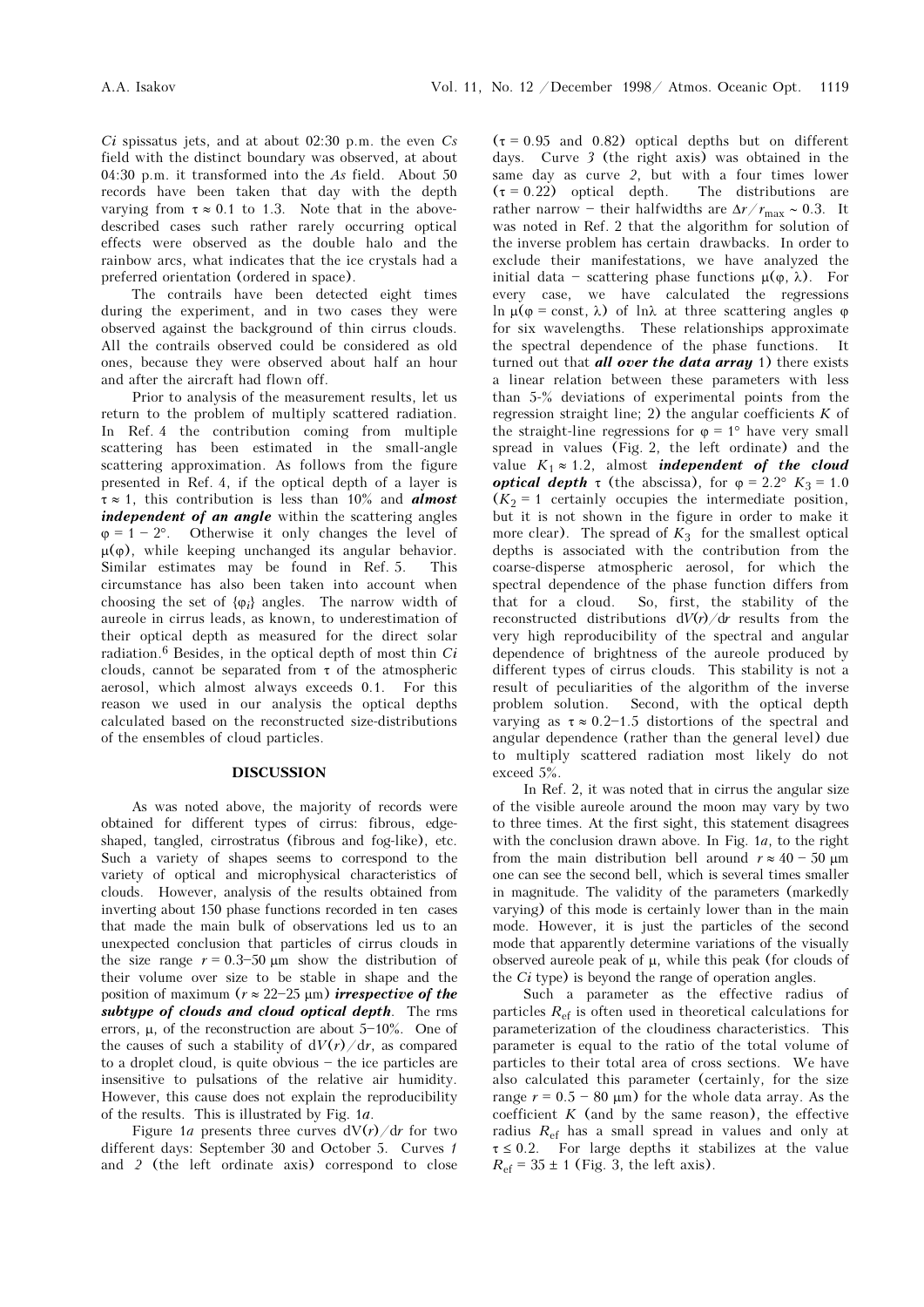*Ci* spissatus jets, and at about 02:30 p.m. the even *Cs* field with the distinct boundary was observed, at about 04:30 p.m. it transformed into the *As* field. About 50 records have been taken that day with the depth varying from $\tau \approx 0.1$ to 1.3. Note that in the above-described cases such rather rarely occurring optical effects were observed as the double halo and the rainbow arcs, what indicates that the ice crystals had a preferred orientation (ordered in space).

The contrails have been detected eight times during the experiment, and in two cases they were observed against the background of thin cirrus clouds. All the contrails observed could be considered as old ones, because they were observed about half an hour and after the aircraft had flown off.

Prior to analysis of the measurement results, let us return to the problem of multiply scattered radiation. In Ref. 4 the contribution coming from multiple scattering has been estimated in the small-angle scattering approximation. As follows from the figure presented in Ref. 4, if the optical depth of a layer is $\tau \approx 1$, this contribution is less than 10% and ***almost independent of an angle*** within the scattering angles $\varphi = 1 - 2°$. Otherwise it only changes the level of $\mu(\varphi)$, while keeping unchanged its angular behavior. Similar estimates may be found in Ref. 5. This circumstance has also been taken into account when choosing the set of $\{\varphi_i\}$ angles. The narrow width of aureole in cirrus leads, as known, to underestimation of their optical depth as measured for the direct solar radiation.[6] Besides, in the optical depth of most thin *Ci* clouds, cannot be separated from $\tau$ of the atmospheric aerosol, which almost always exceeds 0.1. For this reason we used in our analysis the optical depths calculated based on the reconstructed size-distributions of the ensembles of cloud particles.

## DISCUSSION

As was noted above, the majority of records were obtained for different types of cirrus: fibrous, edge-shaped, tangled, cirrostratus (fibrous and fog-like), etc. Such a variety of shapes seems to correspond to the variety of optical and microphysical characteristics of clouds. However, analysis of the results obtained from inverting about 150 phase functions recorded in ten cases that made the main bulk of observations led us to an unexpected conclusion that particles of cirrus clouds in the size range $r = 0.3$–$50$ μm show the distribution of their volume over size to be stable in shape and the position of maximum ($r \approx 22$–$25$ μm) ***irrespective of the subtype of clouds and cloud optical depth***. The rms errors, μ, of the reconstruction are about 5–10%. One of the causes of such a stability of $dV(r)/dr$, as compared to a droplet cloud, is quite obvious – the ice particles are insensitive to pulsations of the relative air humidity. However, this cause does not explain the reproducibility of the results. This is illustrated by Fig. 1*a*.

Figure 1*a* presents three curves $dV(r)/dr$ for two different days: September 30 and October 5. Curves *1* and *2* (the left ordinate axis) correspond to close ($\tau = 0.95$ and 0.82) optical depths but on different days. Curve *3* (the right axis) was obtained in the same day as curve *2*, but with a four times lower ($\tau = 0.22$) optical depth. The distributions are rather narrow – their halfwidths are $\Delta r/r_{max} \sim 0.3$. It was noted in Ref. 2 that the algorithm for solution of the inverse problem has certain drawbacks. In order to exclude their manifestations, we have analyzed the initial data – scattering phase functions $\mu(\varphi, \lambda)$. For every case, we have calculated the regressions $\ln \mu(\varphi = \text{const}, \lambda)$ of $\ln\lambda$ at three scattering angles $\varphi$ for six wavelengths. These relationships approximate the spectral dependence of the phase functions. It turned out that ***all over the data array*** 1) there exists a linear relation between these parameters with less than 5-% deviations of experimental points from the regression straight line; 2) the angular coefficients $K$ of the straight-line regressions for $\varphi = 1°$ have very small spread in values (Fig. 2, the left ordinate) and the value $K_1 \approx 1.2$, almost ***independent of the cloud optical depth*** $\tau$ (the abscissa), for $\varphi = 2.2°$ $K_3 = 1.0$ ($K_2 = 1$ certainly occupies the intermediate position, but it is not shown in the figure in order to make it more clear). The spread of $K_3$ for the smallest optical depths is associated with the contribution from the coarse-disperse atmospheric aerosol, for which the spectral dependence of the phase function differs from that for a cloud. So, first, the stability of the reconstructed distributions $dV(r)/dr$ results from the very high reproducibility of the spectral and angular dependence of brightness of the aureole produced by different types of cirrus clouds. This stability is not a result of peculiarities of the algorithm of the inverse problem solution. Second, with the optical depth varying as $\tau \approx 0.2$–$1.5$ distortions of the spectral and angular dependence (rather than the general level) due to multiply scattered radiation most likely do not exceed 5%.

In Ref. 2, it was noted that in cirrus the angular size of the visible aureole around the moon may vary by two to three times. At the first sight, this statement disagrees with the conclusion drawn above. In Fig. 1*a*, to the right from the main distribution bell around $r \approx 40 - 50$ μm one can see the second bell, which is several times smaller in magnitude. The validity of the parameters (markedly varying) of this mode is certainly lower than in the main mode. However, it is just the particles of the second mode that apparently determine variations of the visually observed aureole peak of μ, while this peak (for clouds of the *Ci* type) is beyond the range of operation angles.

Such a parameter as the effective radius of particles $R_{ef}$ is often used in theoretical calculations for parameterization of the cloudiness characteristics. This parameter is equal to the ratio of the total volume of particles to their total area of cross sections. We have also calculated this parameter (certainly, for the size range $r = 0.5 - 80$ μm) for the whole data array. As the coefficient $K$ (and by the same reason), the effective radius $R_{ef}$ has a small spread in values and only at $\tau \le 0.2$. For large depths it stabilizes at the value $R_{ef} = 35 \pm 1$ (Fig. 3, the left axis).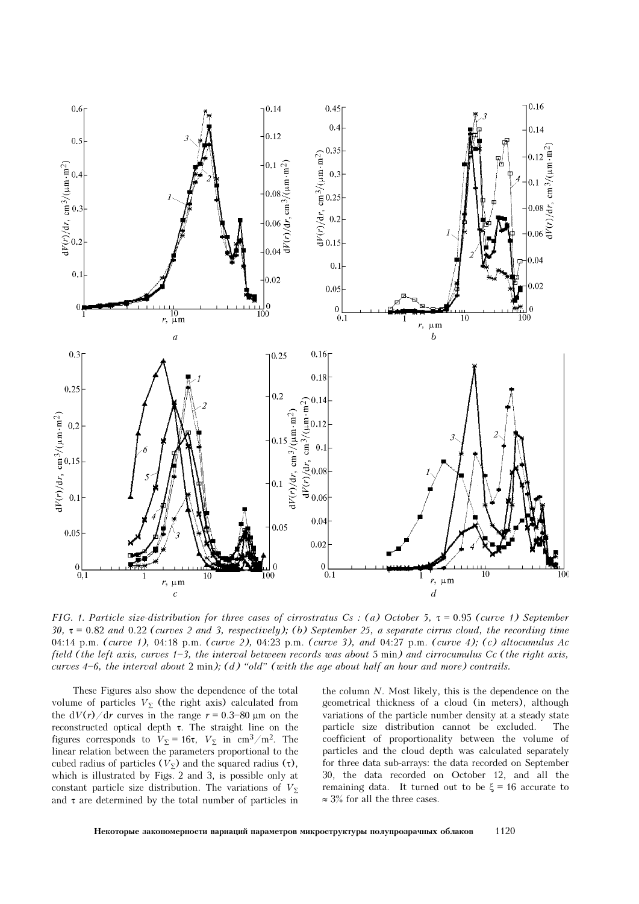*FIG. 1. Particle size-distribution for three cases of cirrostratus Cs : (a) October 5, τ = 0.95 (curve 1) September 30, τ = 0.82 and 0.22 (curves 2 and 3, respectively); (b) September 25, a separate cirrus cloud, the recording time* 04:14 p.m. *(curve 1),* 04:18 p.m. *(curve 2),* 04:23 p.m. *(curve 3), and* 04:27 p.m. *(curve 4); (c) altocumulus Ac field (the left axis, curves 1–3, the interval between records was about* 5 min*) and cirrocumulus Cc (the right axis, curves 4–6, the interval about* 2 min*); (d) "old" (with the age about half an hour and more) contrails.*

These Figures also show the dependence of the total volume of particles $V_{\Sigma}$ (the right axis) calculated from the $dV(r)/dr$ curves in the range $r = 0.3$–$80$ μm on the reconstructed optical depth τ. The straight line on the figures corresponds to $V_{\Sigma} = 16\tau$, $V_{\Sigma}$ in cm$^3$/m$^2$. The linear relation between the parameters proportional to the cubed radius of particles ($V_{\Sigma}$) and the squared radius (τ), which is illustrated by Figs. 2 and 3, is possible only at constant particle size distribution. The variations of $V_{\Sigma}$ and τ are determined by the total number of particles in the column $N$. Most likely, this is the dependence on the geometrical thickness of a cloud (in meters), although variations of the particle number density at a steady state particle size distribution cannot be excluded. The coefficient of proportionality between the volume of particles and the cloud depth was calculated separately for three data sub-arrays: the data recorded on September 30, the data recorded on October 12, and all the remaining data. It turned out to be $\xi = 16$ accurate to ≈ 3% for all the three cases.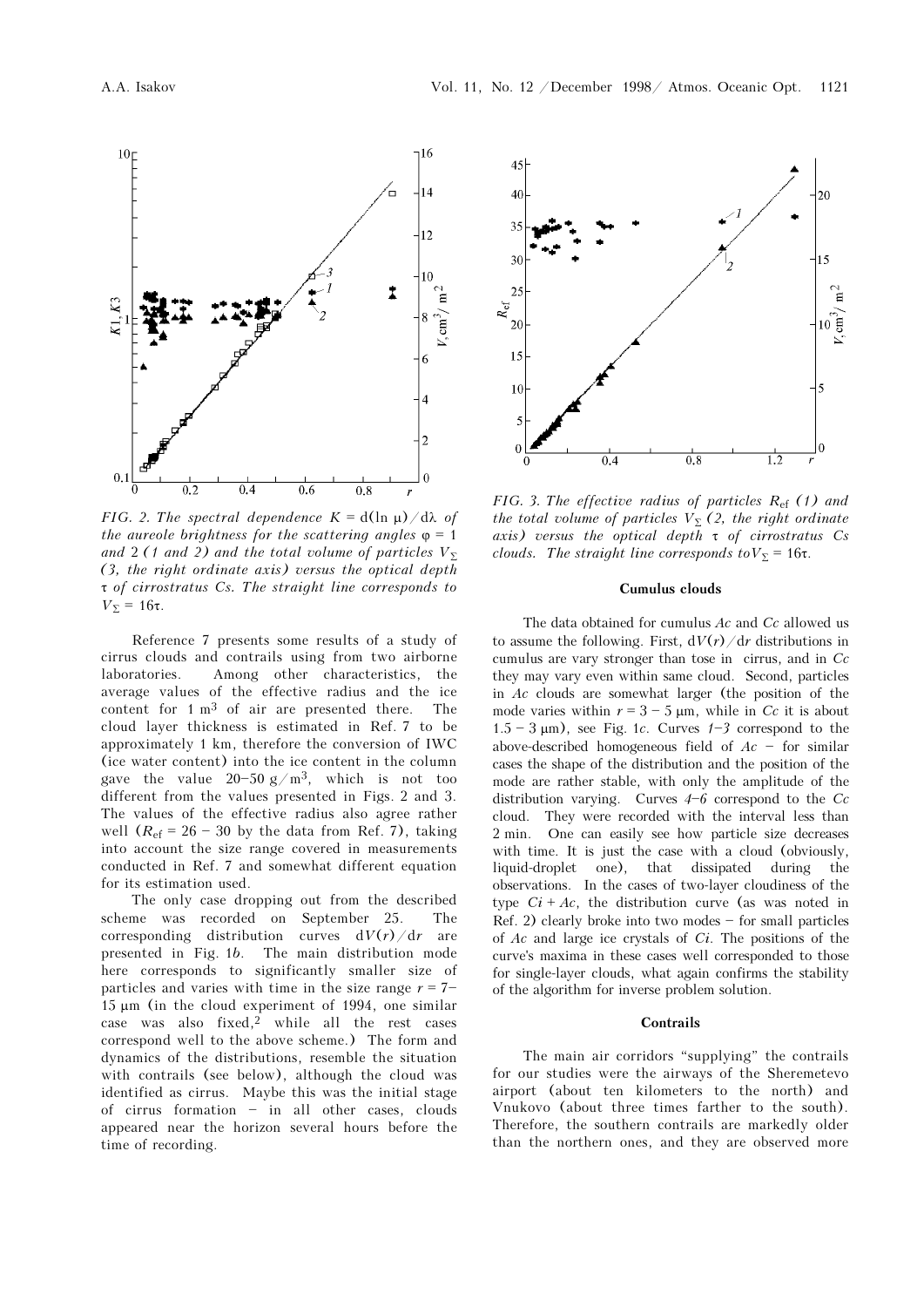FIG. 2. *The spectral dependence $K = d(\ln \mu)/d\lambda$ of the aureole brightness for the scattering angles $\varphi = 1$ and 2 (1 and 2) and the total volume of particles $V_{\Sigma}$ (3, the right ordinate axis) versus the optical depth $\tau$ of cirrostratus Cs. The straight line corresponds to $V_{\Sigma} = 16\tau$.*

Reference 7 presents some results of a study of cirrus clouds and contrails using from two airborne laboratories. Among other characteristics, the average values of the effective radius and the ice content for 1 m$^3$ of air are presented there. The cloud layer thickness is estimated in Ref. 7 to be approximately 1 km, therefore the conversion of IWC (ice water content) into the ice content in the column gave the value 20–50 g/m$^3$, which is not too different from the values presented in Figs. 2 and 3. The values of the effective radius also agree rather well ($R_{ef}$ = 26 – 30 by the data from Ref. 7), taking into account the size range covered in measurements conducted in Ref. 7 and somewhat different equation for its estimation used.

The only case dropping out from the described scheme was recorded on September 25. The corresponding distribution curves $dV(r)/dr$ are presented in Fig. 1*b*. The main distribution mode here corresponds to significantly smaller size of particles and varies with time in the size range $r$ = 7–15 μm (in the cloud experiment of 1994, one similar case was also fixed,[2] while all the rest cases correspond well to the above scheme.) The form and dynamics of the distributions, resemble the situation with contrails (see below), although the cloud was identified as cirrus. Maybe this was the initial stage of cirrus formation – in all other cases, clouds appeared near the horizon several hours before the time of recording.

FIG. 3. *The effective radius of particles $R_{ef}$ (1) and the total volume of particles $V_{\Sigma}$ (2, the right ordinate axis) versus the optical depth $\tau$ of cirrostratus Cs clouds. The straight line corresponds to $V_{\Sigma} = 16\tau$.*

## Cumulus clouds

The data obtained for cumulus *Ac* and *Cc* allowed us to assume the following. First, $dV(r)/dr$ distributions in cumulus are vary stronger than tose in cirrus, and in *Cc* they may vary even within same cloud. Second, particles in *Ac* clouds are somewhat larger (the position of the mode varies within $r$ = 3 – 5 μm, while in *Cc* it is about 1.5 – 3 μm), see Fig. 1*c*. Curves *1–3* correspond to the above-described homogeneous field of *Ac* – for similar cases the shape of the distribution and the position of the mode are rather stable, with only the amplitude of the distribution varying. Curves *4–6* correspond to the *Cc* cloud. They were recorded with the interval less than 2 min. One can easily see how particle size decreases with time. It is just the case with a cloud (obviously, liquid-droplet one), that dissipated during the observations. In the cases of two-layer cloudiness of the type *Ci* + *Ac*, the distribution curve (as was noted in Ref. 2) clearly broke into two modes – for small particles of *Ac* and large ice crystals of *Ci*. The positions of the curve's maxima in these cases well corresponded to those for single-layer clouds, what again confirms the stability of the algorithm for inverse problem solution.

## Contrails

The main air corridors "supplying" the contrails for our studies were the airways of the Sheremetevo airport (about ten kilometers to the north) and Vnukovo (about three times farther to the south). Therefore, the southern contrails are markedly older than the northern ones, and they are observed more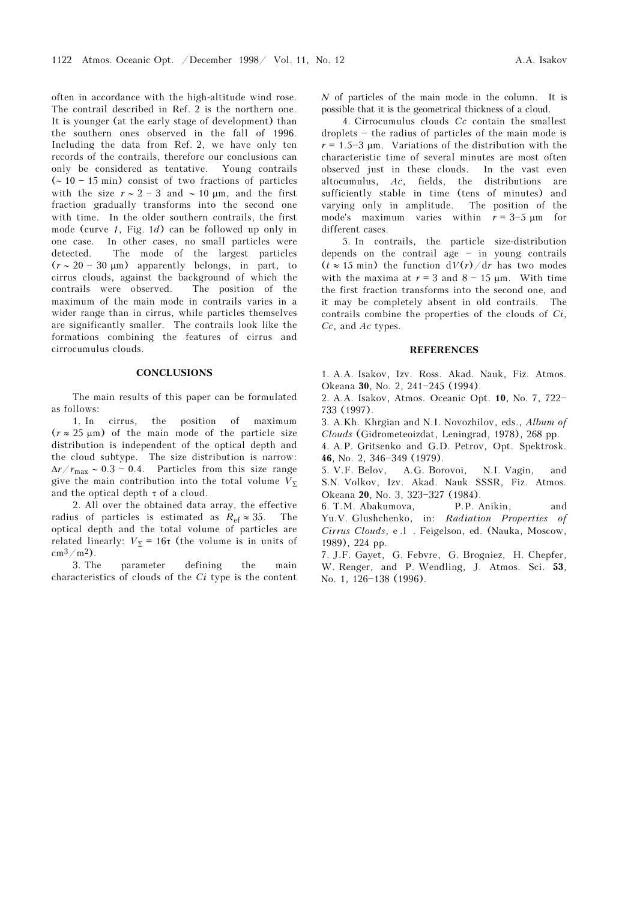often in accordance with the high-altitude wind rose. The contrail described in Ref. 2 is the northern one. It is younger (at the early stage of development) than the southern ones observed in the fall of 1996. Including the data from Ref. 2, we have only ten records of the contrails, therefore our conclusions can only be considered as tentative. Young contrails (~ 10 – 15 min) consist of two fractions of particles with the size $r \sim 2 - 3$ and $\sim 10$ μm, and the first fraction gradually transforms into the second one with time. In the older southern contrails, the first mode (curve *1*, Fig. 1*d*) can be followed up only in one case. In other cases, no small particles were detected. The mode of the largest particles ($r \sim 20 - 30$ μm) apparently belongs, in part, to cirrus clouds, against the background of which the contrails were observed. The position of the maximum of the main mode in contrails varies in a wider range than in cirrus, while particles themselves are significantly smaller. The contrails look like the formations combining the features of cirrus and cirrocumulus clouds.

## CONCLUSIONS

The main results of this paper can be formulated as follows:

1. In cirrus, the position of maximum ($r \approx 25$ μm) of the main mode of the particle size distribution is independent of the optical depth and the cloud subtype. The size distribution is narrow: $\Delta r / r_{max} \sim 0.3 - 0.4$. Particles from this size range give the main contribution into the total volume $V_\Sigma$ and the optical depth $\tau$ of a cloud.

2. All over the obtained data array, the effective radius of particles is estimated as $R_{ef} \approx 35$. The optical depth and the total volume of particles are related linearly: $V_\Sigma = 16\tau$ (the volume is in units of $cm^3/m^2$).

3. The parameter defining the main characteristics of clouds of the *Ci* type is the content *N* of particles of the main mode in the column. It is possible that it is the geometrical thickness of a cloud.

4. Cirrocumulus clouds *Cc* contain the smallest droplets – the radius of particles of the main mode is $r = 1.5$–$3$ μm. Variations of the distribution with the characteristic time of several minutes are most often observed just in these clouds. In the vast even altocumulus, *Ac*, fields, the distributions are sufficiently stable in time (tens of minutes) and varying only in amplitude. The position of the mode's maximum varies within $r = 3$–$5$ μm for different cases.

5. In contrails, the particle size-distribution depends on the contrail age – in young contrails ($t \approx 15$ min) the function $dV(r)/dr$ has two modes with the maxima at $r = 3$ and $8 - 15$ μm. With time the first fraction transforms into the second one, and it may be completely absent in old contrails. The contrails combine the properties of the clouds of *Ci*, *Cc*, and *Ac* types.

## REFERENCES

1. A.A. Isakov, Izv. Ross. Akad. Nauk, Fiz. Atmos. Okeana **30**, No. 2, 241–245 (1994).
2. A.A. Isakov, Atmos. Oceanic Opt. **10**, No. 7, 722–733 (1997).
3. A.Kh. Khrgian and N.I. Novozhilov, eds., *Album of Clouds* (Gidrometeoizdat, Leningrad, 1978), 268 pp.
4. A.P. Gritsenko and G.D. Petrov, Opt. Spektrosk. **46**, No. 2, 346–349 (1979).
5. V.F. Belov, A.G. Borovoi, N.I. Vagin, and S.N. Volkov, Izv. Akad. Nauk SSSR, Fiz. Atmos. Okeana **20**, No. 3, 323–327 (1984).
6. T.M. Abakumova, P.P. Anikin, and Yu.V. Glushchenko, in: *Radiation Properties of Cirrus Clouds*, e.l. Feigelson, ed. (Nauka, Moscow, 1989), 224 pp.
7. J.F. Gayet, G. Febvre, G. Brogniez, H. Chepfer, W. Renger, and P. Wendling, J. Atmos. Sci. **53**, No. 1, 126–138 (1996).